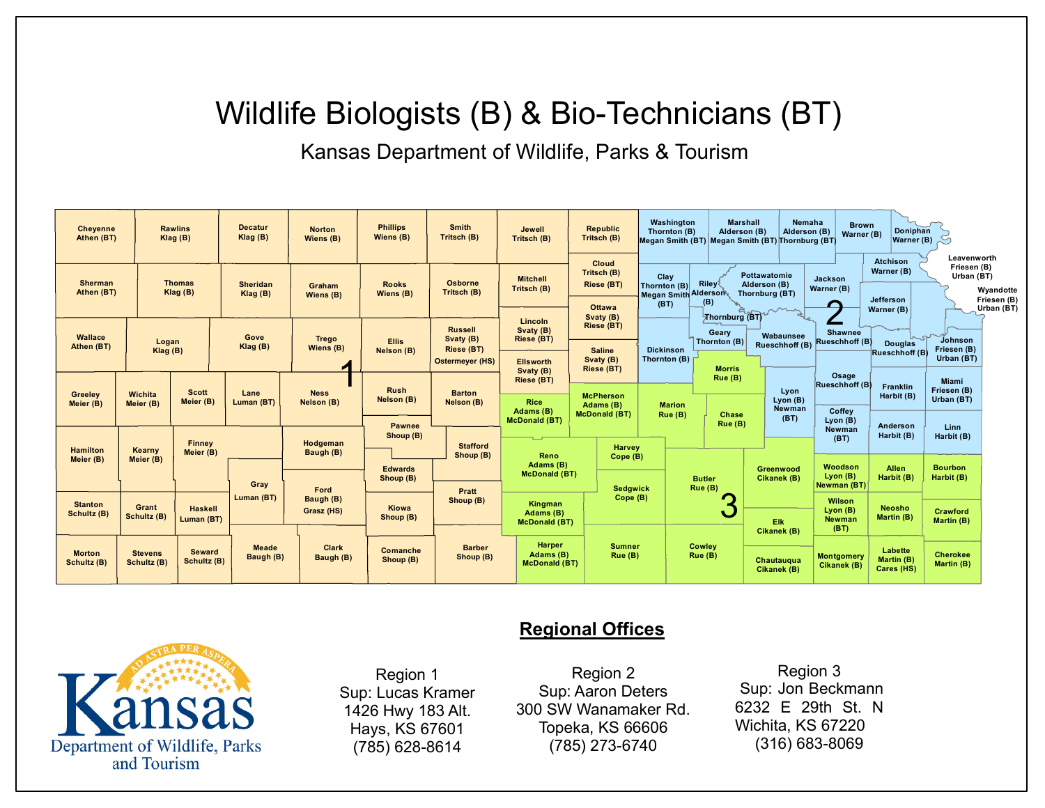# Wildlife Biologists (B) & Bio-Technicians (BT)

## Kansas Department of Wildlife, Parks & Tourism

| County | Staff | Region |
|---|---|---|
| Cheyenne | Athen (BT) | 1 |
| Rawlins | Klag (B) | 1 |
| Decatur | Klag (B) | 1 |
| Norton | Wiens (B) | 1 |
| Phillips | Wiens (B) | 1 |
| Smith | Tritsch (B) | 1 |
| Jewell | Tritsch (B) | 1 |
| Republic | Tritsch (B) | 1 |
| Sherman | Athen (BT) | 1 |
| Thomas | Klag (B) | 1 |
| Sheridan | Klag (B) | 1 |
| Graham | Wiens (B) | 1 |
| Rooks | Wiens (B) | 1 |
| Osborne | Tritsch (B) | 1 |
| Mitchell | Tritsch (B) | 1 |
| Cloud | Tritsch (B), Riese (BT) | 1 |
| Wallace | Athen (BT) | 1 |
| Logan | Klag (B) | 1 |
| Gove | Klag (B) | 1 |
| Trego | Wiens (B) | 1 |
| Ellis | Nelson (B) | 1 |
| Russell | Svaty (B), Riese (BT), Ostermeyer (HS) | 1 |
| Lincoln | Svaty (B), Riese (BT) | 1 |
| Ottawa | Svaty (B), Riese (BT) | 1 |
| Ellsworth | Svaty (B), Riese (BT) | 1 |
| Saline | Svaty (B), Riese (BT) | 1 |
| Greeley | Meier (B) | 1 |
| Wichita | Meier (B) | 1 |
| Scott | Meier (B) | 1 |
| Lane | Luman (BT) | 1 |
| Ness | Nelson (B) | 1 |
| Rush | Nelson (B) | 1 |
| Barton | Nelson (B) | 1 |
| Hamilton | Meier (B) | 1 |
| Kearny | Meier (B) | 1 |
| Finney | Meier (B) | 1 |
| Hodgeman | Baugh (B) | 1 |
| Pawnee | Shoup (B) | 1 |
| Stafford | Shoup (B) | 1 |
| Gray | Luman (BT) | 1 |
| Ford | Baugh (B), Grasz (HS) | 1 |
| Edwards | Shoup (B) | 1 |
| Kiowa | Shoup (B) | 1 |
| Pratt | Shoup (B) | 1 |
| Stanton | Schultz (B) | 1 |
| Grant | Schultz (B) | 1 |
| Haskell | Luman (BT) | 1 |
| Morton | Schultz (B) | 1 |
| Stevens | Schultz (B) | 1 |
| Seward | Schultz (B) | 1 |
| Meade | Baugh (B) | 1 |
| Clark | Baugh (B) | 1 |
| Comanche | Shoup (B) | 1 |
| Barber | Shoup (B) | 1 |
| Washington | Thornton (B), Megan Smith (BT) | 2 |
| Marshall | Alderson (B), Megan Smith (BT) | 2 |
| Nemaha | Alderson (B), Thornburg (BT) | 2 |
| Brown | Warner (B) | 2 |
| Doniphan | Warner (B) | 2 |
| Clay | Thornton (B), Megan Smith (BT) | 2 |
| Riley | Alderson (B), Thornburg (BT) | 2 |
| Pottawatomie | Alderson (B), Thornburg (BT) | 2 |
| Jackson | Warner (B) | 2 |
| Atchison | Warner (B) | 2 |
| Jefferson | Warner (B) | 2 |
| Leavenworth | Friesen (B), Urban (BT) | 2 |
| Wyandotte | Friesen (B), Urban (BT) | 2 |
| Dickinson | Thornton (B) | 2 |
| Geary | Thornton (B) | 2 |
| Wabaunsee | Rueschhoff (B) | 2 |
| Shawnee | Rueschhoff (B) | 2 |
| Douglas | Rueschhoff (B) | 2 |
| Johnson | Friesen (B), Urban (BT) | 2 |
| Osage | Rueschhoff (B) | 2 |
| Lyon | Lyon (B), Newman (BT) | 2 |
| Coffey | Lyon (B), Newman (BT) | 2 |
| Franklin | Harbit (B) | 2 |
| Miami | Friesen (B), Urban (BT) | 2 |
| Anderson | Harbit (B) | 2 |
| Linn | Harbit (B) | 2 |
| Rice | Adams (B), McDonald (BT) | 3 |
| McPherson | Adams (B), McDonald (BT) | 3 |
| Marion | Rue (B) | 3 |
| Morris | Rue (B) | 3 |
| Chase | Rue (B) | 3 |
| Reno | Adams (B), McDonald (BT) | 3 |
| Harvey | Cope (B) | 3 |
| Sedgwick | Cope (B) | 3 |
| Butler | Rue (B) | 3 |
| Greenwood | Cikanek (B) | 3 |
| Woodson | Lyon (B), Newman (BT) | 3 |
| Allen | Harbit (B) | 3 |
| Bourbon | Harbit (B) | 3 |
| Kingman | Adams (B), McDonald (BT) | 3 |
| Elk | Cikanek (B) | 3 |
| Wilson | Lyon (B), Newman (BT) | 3 |
| Neosho | Martin (B) | 3 |
| Crawford | Martin (B) | 3 |
| Harper | Adams (B), McDonald (BT) | 3 |
| Sumner | Rue (B) | 3 |
| Cowley | Rue (B) | 3 |
| Chautauqua | Cikanek (B) | 3 |
| Montgomery | Cikanek (B) | 3 |
| Labette | Martin (B), Cares (HS) | 3 |
| Cherokee | Martin (B) | 3 |

## Regional Offices

**Region 1**
Sup: Lucas Kramer
1426 Hwy 183 Alt.
Hays, KS 67601
(785) 628-8614

**Region 2**
Sup: Aaron Deters
300 SW Wanamaker Rd.
Topeka, KS 66606
(785) 273-6740

**Region 3**
Sup: Jon Beckmann
6232 E 29th St. N
Wichita, KS 67220
(316) 683-8069

AD ASTRA PER ASPERA
Kansas
Department of Wildlife, Parks and Tourism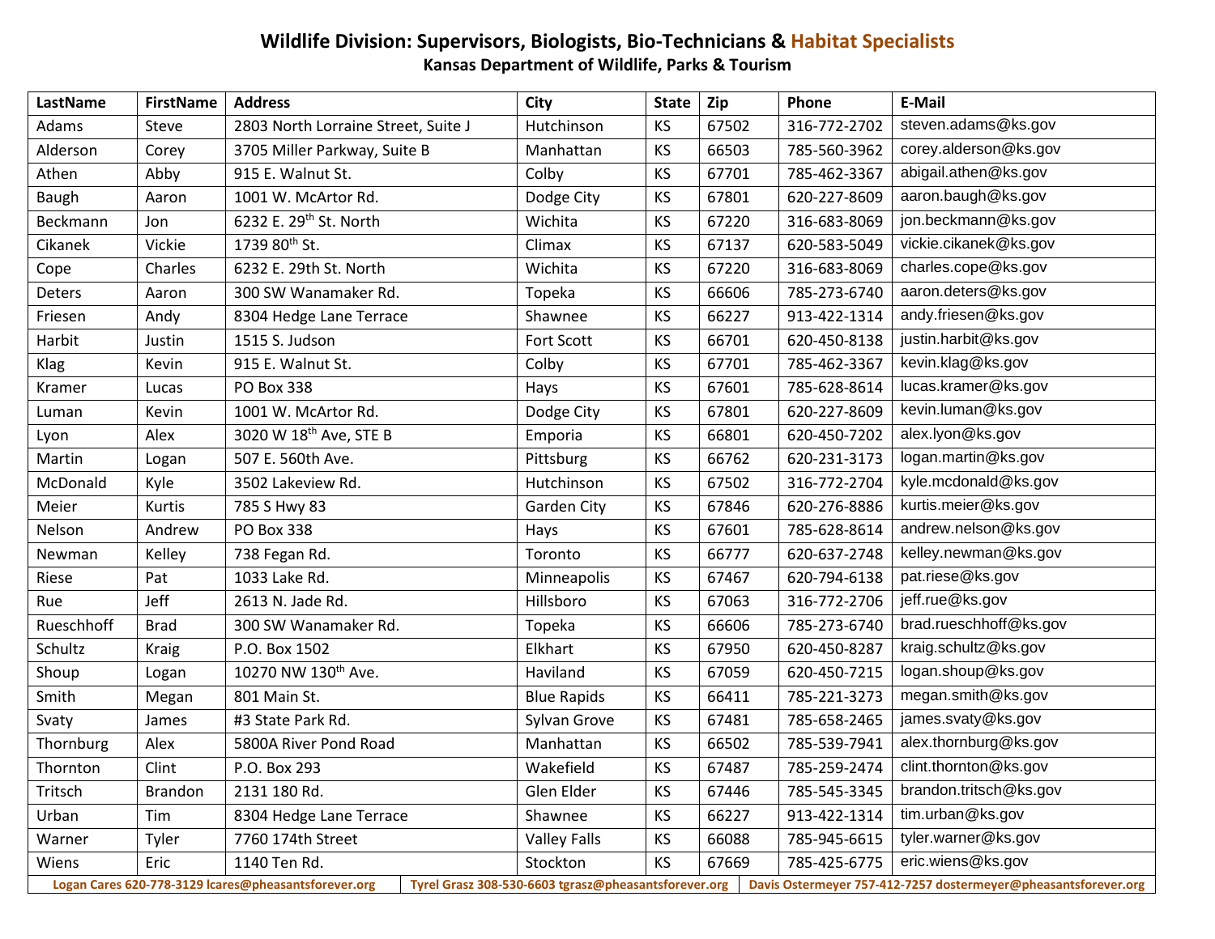# Wildlife Division: Supervisors, Biologists, Bio-Technicians & Habitat Specialists

## Kansas Department of Wildlife, Parks & Tourism

| LastName | FirstName | Address | City | State | Zip | Phone | E-Mail |
|---|---|---|---|---|---|---|---|
| Adams | Steve | 2803 North Lorraine Street, Suite J | Hutchinson | KS | 67502 | 316-772-2702 | steven.adams@ks.gov |
| Alderson | Corey | 3705 Miller Parkway, Suite B | Manhattan | KS | 66503 | 785-560-3962 | corey.alderson@ks.gov |
| Athen | Abby | 915 E. Walnut St. | Colby | KS | 67701 | 785-462-3367 | abigail.athen@ks.gov |
| Baugh | Aaron | 1001 W. McArtor Rd. | Dodge City | KS | 67801 | 620-227-8609 | aaron.baugh@ks.gov |
| Beckmann | Jon | 6232 E. 29th St. North | Wichita | KS | 67220 | 316-683-8069 | jon.beckmann@ks.gov |
| Cikanek | Vickie | 1739 80th St. | Climax | KS | 67137 | 620-583-5049 | vickie.cikanek@ks.gov |
| Cope | Charles | 6232 E. 29th St. North | Wichita | KS | 67220 | 316-683-8069 | charles.cope@ks.gov |
| Deters | Aaron | 300 SW Wanamaker Rd. | Topeka | KS | 66606 | 785-273-6740 | aaron.deters@ks.gov |
| Friesen | Andy | 8304 Hedge Lane Terrace | Shawnee | KS | 66227 | 913-422-1314 | andy.friesen@ks.gov |
| Harbit | Justin | 1515 S. Judson | Fort Scott | KS | 66701 | 620-450-8138 | justin.harbit@ks.gov |
| Klag | Kevin | 915 E. Walnut St. | Colby | KS | 67701 | 785-462-3367 | kevin.klag@ks.gov |
| Kramer | Lucas | PO Box 338 | Hays | KS | 67601 | 785-628-8614 | lucas.kramer@ks.gov |
| Luman | Kevin | 1001 W. McArtor Rd. | Dodge City | KS | 67801 | 620-227-8609 | kevin.luman@ks.gov |
| Lyon | Alex | 3020 W 18th Ave, STE B | Emporia | KS | 66801 | 620-450-7202 | alex.lyon@ks.gov |
| Martin | Logan | 507 E. 560th Ave. | Pittsburg | KS | 66762 | 620-231-3173 | logan.martin@ks.gov |
| McDonald | Kyle | 3502 Lakeview Rd. | Hutchinson | KS | 67502 | 316-772-2704 | kyle.mcdonald@ks.gov |
| Meier | Kurtis | 785 S Hwy 83 | Garden City | KS | 67846 | 620-276-8886 | kurtis.meier@ks.gov |
| Nelson | Andrew | PO Box 338 | Hays | KS | 67601 | 785-628-8614 | andrew.nelson@ks.gov |
| Newman | Kelley | 738 Fegan Rd. | Toronto | KS | 66777 | 620-637-2748 | kelley.newman@ks.gov |
| Riese | Pat | 1033 Lake Rd. | Minneapolis | KS | 67467 | 620-794-6138 | pat.riese@ks.gov |
| Rue | Jeff | 2613 N. Jade Rd. | Hillsboro | KS | 67063 | 316-772-2706 | jeff.rue@ks.gov |
| Rueschhoff | Brad | 300 SW Wanamaker Rd. | Topeka | KS | 66606 | 785-273-6740 | brad.rueschhoff@ks.gov |
| Schultz | Kraig | P.O. Box 1502 | Elkhart | KS | 67950 | 620-450-8287 | kraig.schultz@ks.gov |
| Shoup | Logan | 10270 NW 130th Ave. | Haviland | KS | 67059 | 620-450-7215 | logan.shoup@ks.gov |
| Smith | Megan | 801 Main St. | Blue Rapids | KS | 66411 | 785-221-3273 | megan.smith@ks.gov |
| Svaty | James | #3 State Park Rd. | Sylvan Grove | KS | 67481 | 785-658-2465 | james.svaty@ks.gov |
| Thornburg | Alex | 5800A River Pond Road | Manhattan | KS | 66502 | 785-539-7941 | alex.thornburg@ks.gov |
| Thornton | Clint | P.O. Box 293 | Wakefield | KS | 67487 | 785-259-2474 | clint.thornton@ks.gov |
| Tritsch | Brandon | 2131 180 Rd. | Glen Elder | KS | 67446 | 785-545-3345 | brandon.tritsch@ks.gov |
| Urban | Tim | 8304 Hedge Lane Terrace | Shawnee | KS | 66227 | 913-422-1314 | tim.urban@ks.gov |
| Warner | Tyler | 7760 174th Street | Valley Falls | KS | 66088 | 785-945-6615 | tyler.warner@ks.gov |
| Wiens | Eric | 1140 Ten Rd. | Stockton | KS | 67669 | 785-425-6775 | eric.wiens@ks.gov |

**Logan Cares 620-778-3129 lcares@pheasantsforever.org** | **Tyrel Grasz 308-530-6603 tgrasz@pheasantsforever.org** | **Davis Ostermeyer 757-412-7257 dostermeyer@pheasantsforever.org**